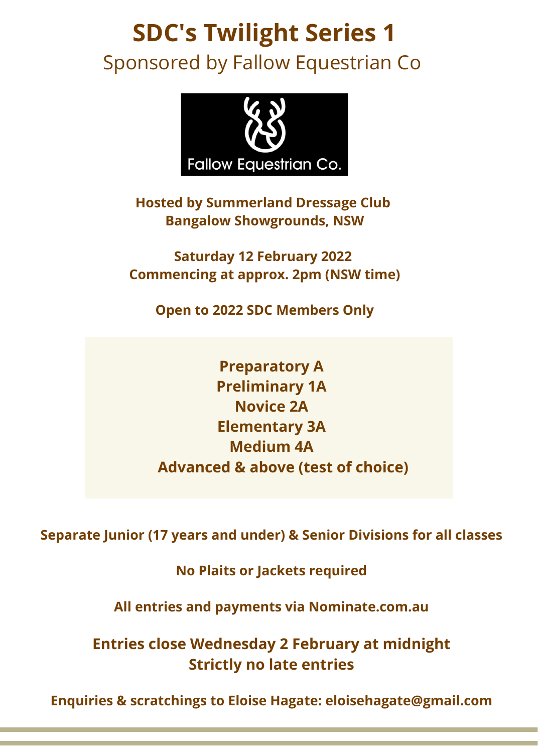# SDC's Twilight Series 1

Sponsored by Fallow Equestrian Co

Fallow Equestrian Co.

**Hosted by Summerland Dressage Club**
**Bangalow Showgrounds, NSW**

**Saturday 12 February 2022**
**Commencing at approx. 2pm (NSW time)**

**Open to 2022 SDC Members Only**

**Preparatory A**
**Preliminary 1A**
**Novice 2A**
**Elementary 3A**
**Medium 4A**
**Advanced & above (test of choice)**

**Separate Junior (17 years and under) & Senior Divisions for all classes**

**No Plaits or Jackets required**

**All entries and payments via Nominate.com.au**

**Entries close Wednesday 2 February at midnight**
**Strictly no late entries**

**Enquiries & scratchings to Eloise Hagate: eloisehagate@gmail.com**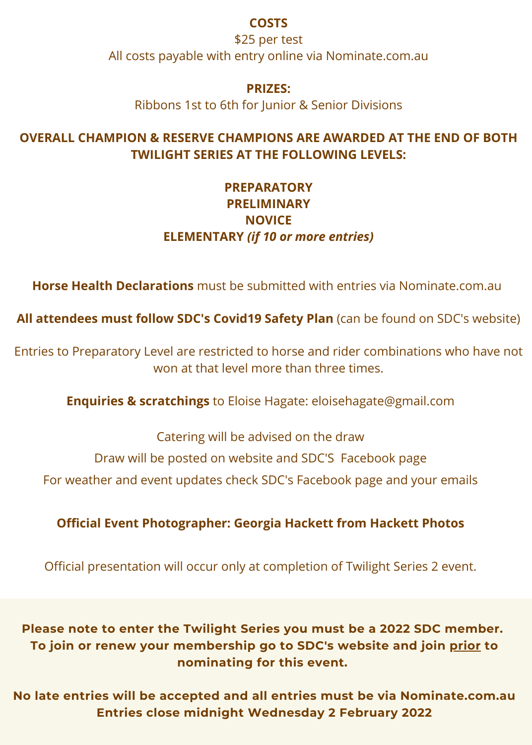**COSTS**

$25 per test

All costs payable with entry online via Nominate.com.au

**PRIZES:**

Ribbons 1st to 6th for Junior & Senior Divisions

**OVERALL CHAMPION & RESERVE CHAMPIONS ARE AWARDED AT THE END OF BOTH TWILIGHT SERIES AT THE FOLLOWING LEVELS:**

**PREPARATORY**
**PRELIMINARY**
**NOVICE**
**ELEMENTARY *(if 10 or more entries)***

**Horse Health Declarations** must be submitted with entries via Nominate.com.au

**All attendees must follow SDC's Covid19 Safety Plan** (can be found on SDC's website)

Entries to Preparatory Level are restricted to horse and rider combinations who have not won at that level more than three times.

**Enquiries & scratchings** to Eloise Hagate: eloisehagate@gmail.com

Catering will be advised on the draw

Draw will be posted on website and SDC'S Facebook page

For weather and event updates check SDC's Facebook page and your emails

**Official Event Photographer: Georgia Hackett from Hackett Photos**

Official presentation will occur only at completion of Twilight Series 2 event.

**Please note to enter the Twilight Series you must be a 2022 SDC member. To join or renew your membership go to SDC's website and join <u>prior</u> to nominating for this event.**

**No late entries will be accepted and all entries must be via Nominate.com.au**
**Entries close midnight Wednesday 2 February 2022**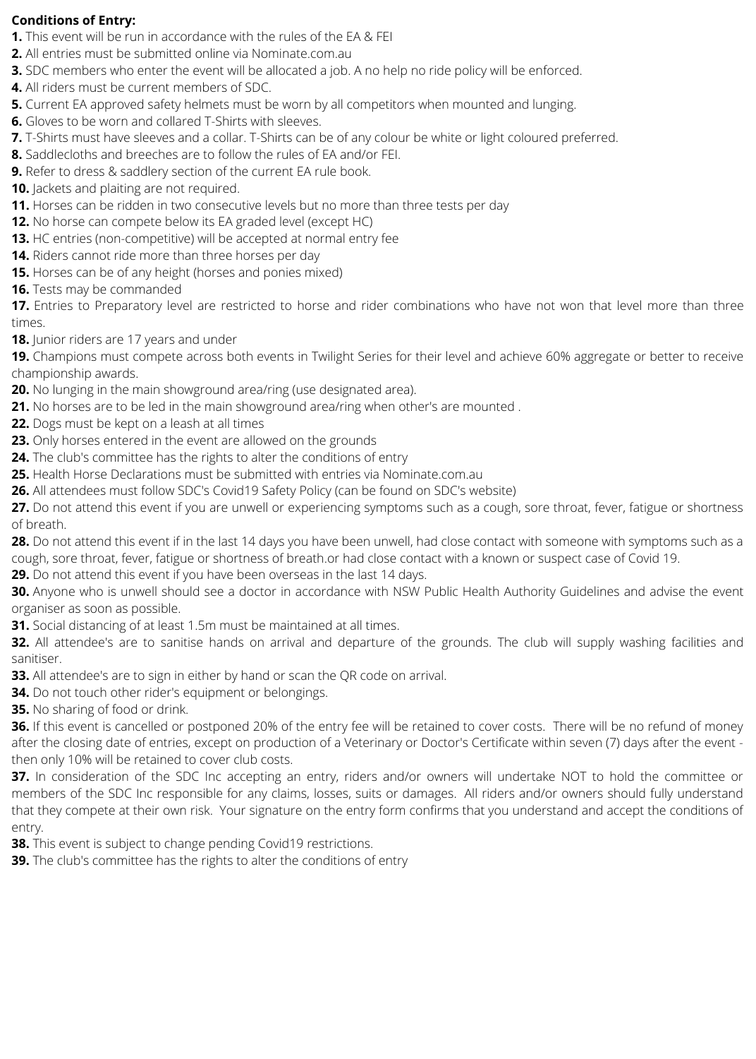**Conditions of Entry:**

**1.** This event will be run in accordance with the rules of the EA & FEI
**2.** All entries must be submitted online via Nominate.com.au
**3.** SDC members who enter the event will be allocated a job. A no help no ride policy will be enforced.
**4.** All riders must be current members of SDC.
**5.** Current EA approved safety helmets must be worn by all competitors when mounted and lunging.
**6.** Gloves to be worn and collared T-Shirts with sleeves.
**7.** T-Shirts must have sleeves and a collar. T-Shirts can be of any colour be white or light coloured preferred.
**8.** Saddlecloths and breeches are to follow the rules of EA and/or FEI.
**9.** Refer to dress & saddlery section of the current EA rule book.
**10.** Jackets and plaiting are not required.
**11.** Horses can be ridden in two consecutive levels but no more than three tests per day
**12.** No horse can compete below its EA graded level (except HC)
**13.** HC entries (non-competitive) will be accepted at normal entry fee
**14.** Riders cannot ride more than three horses per day
**15.** Horses can be of any height (horses and ponies mixed)
**16.** Tests may be commanded
**17.** Entries to Preparatory level are restricted to horse and rider combinations who have not won that level more than three times.
**18.** Junior riders are 17 years and under
**19.** Champions must compete across both events in Twilight Series for their level and achieve 60% aggregate or better to receive championship awards.
**20.** No lunging in the main showground area/ring (use designated area).
**21.** No horses are to be led in the main showground area/ring when other's are mounted .
**22.** Dogs must be kept on a leash at all times
**23.** Only horses entered in the event are allowed on the grounds
**24.** The club's committee has the rights to alter the conditions of entry
**25.** Health Horse Declarations must be submitted with entries via Nominate.com.au
**26.** All attendees must follow SDC's Covid19 Safety Policy (can be found on SDC's website)
**27.** Do not attend this event if you are unwell or experiencing symptoms such as a cough, sore throat, fever, fatigue or shortness of breath.
**28.** Do not attend this event if in the last 14 days you have been unwell, had close contact with someone with symptoms such as a cough, sore throat, fever, fatigue or shortness of breath.or had close contact with a known or suspect case of Covid 19.
**29.** Do not attend this event if you have been overseas in the last 14 days.
**30.** Anyone who is unwell should see a doctor in accordance with NSW Public Health Authority Guidelines and advise the event organiser as soon as possible.
**31.** Social distancing of at least 1.5m must be maintained at all times.
**32.** All attendee's are to sanitise hands on arrival and departure of the grounds. The club will supply washing facilities and sanitiser.
**33.** All attendee's are to sign in either by hand or scan the QR code on arrival.
**34.** Do not touch other rider's equipment or belongings.
**35.** No sharing of food or drink.
**36.** If this event is cancelled or postponed 20% of the entry fee will be retained to cover costs. There will be no refund of money after the closing date of entries, except on production of a Veterinary or Doctor's Certificate within seven (7) days after the event - then only 10% will be retained to cover club costs.
**37.** In consideration of the SDC Inc accepting an entry, riders and/or owners will undertake NOT to hold the committee or members of the SDC Inc responsible for any claims, losses, suits or damages. All riders and/or owners should fully understand that they compete at their own risk. Your signature on the entry form confirms that you understand and accept the conditions of entry.
**38.** This event is subject to change pending Covid19 restrictions.
**39.** The club's committee has the rights to alter the conditions of entry